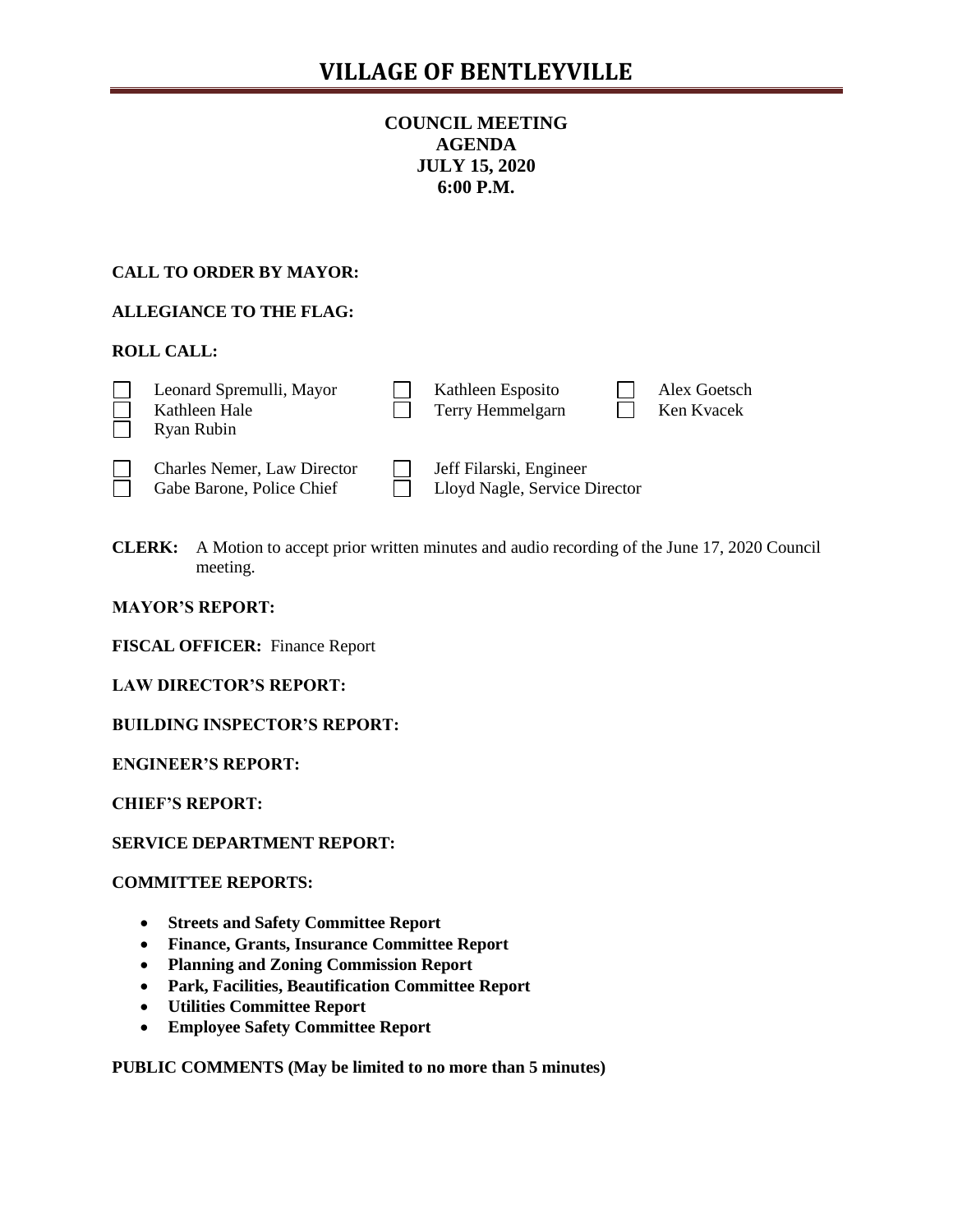# VILLAGE OF BENTLEYVILLE

**COUNCIL MEETING**
**AGENDA**
**JULY 15, 2020**
**6:00 P.M.**

**CALL TO ORDER BY MAYOR:**

**ALLEGIANCE TO THE FLAG:**

**ROLL CALL:**

| | | | | | |
|---|---|---|---|---|---|
| ☐ | Leonard Spremulli, Mayor | ☐ | Kathleen Esposito | ☐ | Alex Goetsch |
| ☐ | Kathleen Hale | ☐ | Terry Hemmelgarn | ☐ | Ken Kvacek |
| ☐ | Ryan Rubin | | | | |
| ☐ | Charles Nemer, Law Director | ☐ | Jeff Filarski, Engineer | | |
| ☐ | Gabe Barone, Police Chief | ☐ | Lloyd Nagle, Service Director | | |

**CLERK:** A Motion to accept prior written minutes and audio recording of the June 17, 2020 Council meeting.

**MAYOR'S REPORT:**

**FISCAL OFFICER:** Finance Report

**LAW DIRECTOR'S REPORT:**

**BUILDING INSPECTOR'S REPORT:**

**ENGINEER'S REPORT:**

**CHIEF'S REPORT:**

**SERVICE DEPARTMENT REPORT:**

**COMMITTEE REPORTS:**

- **Streets and Safety Committee Report**
- **Finance, Grants, Insurance Committee Report**
- **Planning and Zoning Commission Report**
- **Park, Facilities, Beautification Committee Report**
- **Utilities Committee Report**
- **Employee Safety Committee Report**

**PUBLIC COMMENTS (May be limited to no more than 5 minutes)**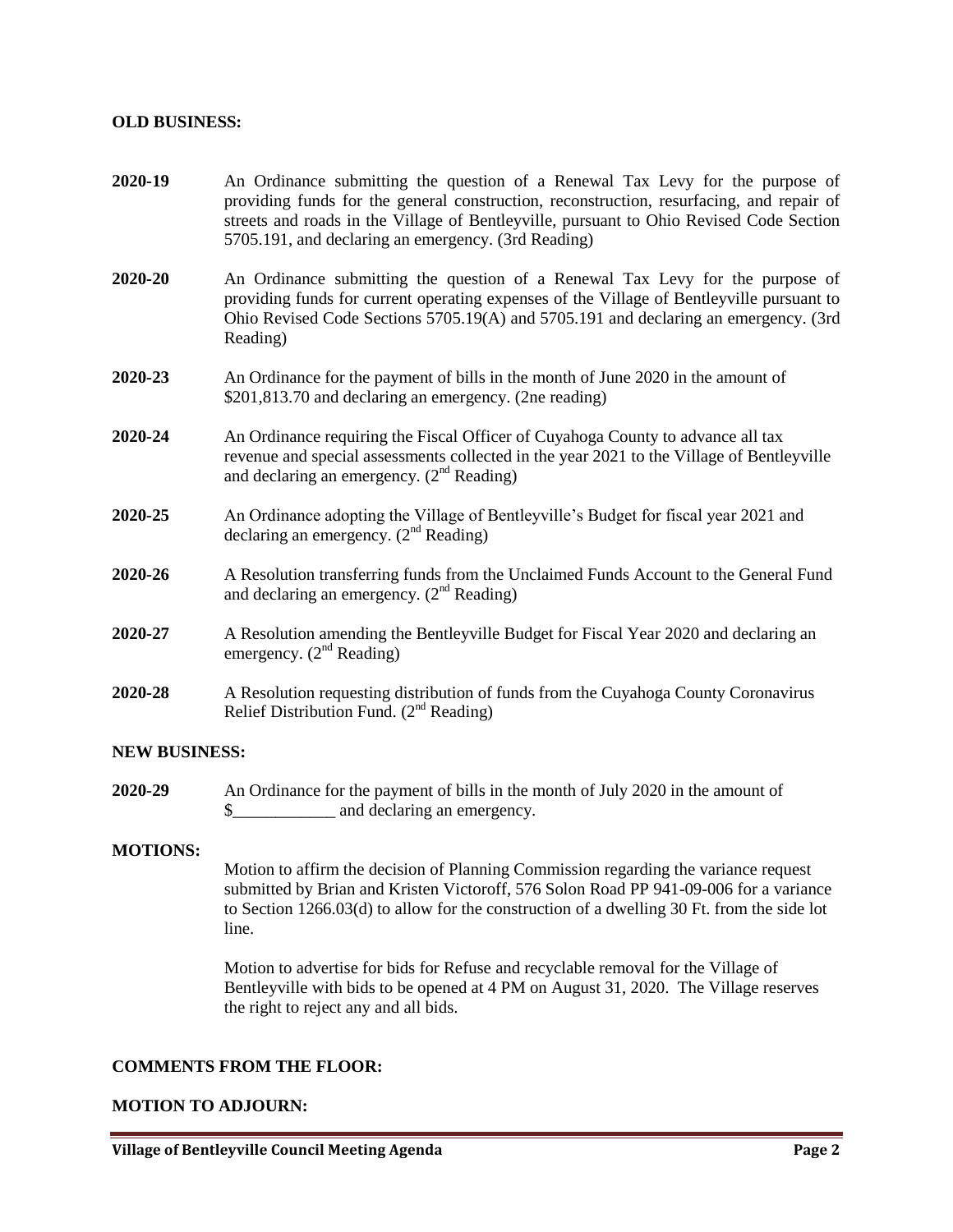**OLD BUSINESS:**

**2020-19** An Ordinance submitting the question of a Renewal Tax Levy for the purpose of providing funds for the general construction, reconstruction, resurfacing, and repair of streets and roads in the Village of Bentleyville, pursuant to Ohio Revised Code Section 5705.191, and declaring an emergency. (3rd Reading)

**2020-20** An Ordinance submitting the question of a Renewal Tax Levy for the purpose of providing funds for current operating expenses of the Village of Bentleyville pursuant to Ohio Revised Code Sections 5705.19(A) and 5705.191 and declaring an emergency. (3rd Reading)

**2020-23** An Ordinance for the payment of bills in the month of June 2020 in the amount of $201,813.70 and declaring an emergency. (2ne reading)

**2020-24** An Ordinance requiring the Fiscal Officer of Cuyahoga County to advance all tax revenue and special assessments collected in the year 2021 to the Village of Bentleyville and declaring an emergency. (2nd Reading)

**2020-25** An Ordinance adopting the Village of Bentleyville's Budget for fiscal year 2021 and declaring an emergency. (2nd Reading)

**2020-26** A Resolution transferring funds from the Unclaimed Funds Account to the General Fund and declaring an emergency. (2nd Reading)

**2020-27** A Resolution amending the Bentleyville Budget for Fiscal Year 2020 and declaring an emergency. (2nd Reading)

**2020-28** A Resolution requesting distribution of funds from the Cuyahoga County Coronavirus Relief Distribution Fund. (2nd Reading)

**NEW BUSINESS:**

**2020-29** An Ordinance for the payment of bills in the month of July 2020 in the amount of $____________ and declaring an emergency.

**MOTIONS:**

Motion to affirm the decision of Planning Commission regarding the variance request submitted by Brian and Kristen Victoroff, 576 Solon Road PP 941-09-006 for a variance to Section 1266.03(d) to allow for the construction of a dwelling 30 Ft. from the side lot line.

Motion to advertise for bids for Refuse and recyclable removal for the Village of Bentleyville with bids to be opened at 4 PM on August 31, 2020. The Village reserves the right to reject any and all bids.

**COMMENTS FROM THE FLOOR:**

**MOTION TO ADJOURN:**